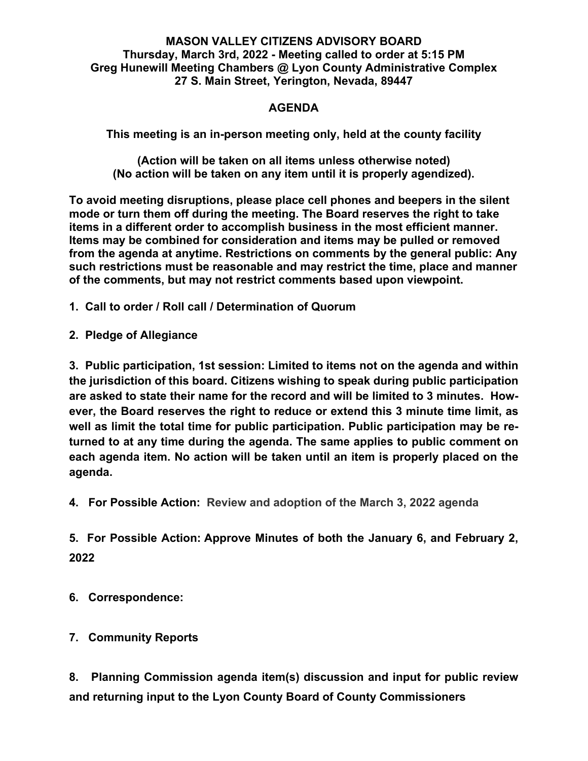**MASON VALLEY CITIZENS ADVISORY BOARD**
**Thursday, March 3rd, 2022 - Meeting called to order at 5:15 PM**
**Greg Hunewill Meeting Chambers @ Lyon County Administrative Complex**
**27 S. Main Street, Yerington, Nevada, 89447**

# AGENDA

**This meeting is an in-person meeting only, held at the county facility**

**(Action will be taken on all items unless otherwise noted)**
**(No action will be taken on any item until it is properly agendized).**

**To avoid meeting disruptions, please place cell phones and beepers in the silent mode or turn them off during the meeting. The Board reserves the right to take items in a different order to accomplish business in the most efficient manner. Items may be combined for consideration and items may be pulled or removed from the agenda at anytime. Restrictions on comments by the general public: Any such restrictions must be reasonable and may restrict the time, place and manner of the comments, but may not restrict comments based upon viewpoint.**

**1. Call to order / Roll call / Determination of Quorum**

**2. Pledge of Allegiance**

**3. Public participation, 1st session: Limited to items not on the agenda and within the jurisdiction of this board. Citizens wishing to speak during public participation are asked to state their name for the record and will be limited to 3 minutes. However, the Board reserves the right to reduce or extend this 3 minute time limit, as well as limit the total time for public participation. Public participation may be returned to at any time during the agenda. The same applies to public comment on each agenda item. No action will be taken until an item is properly placed on the agenda.**

**4. For Possible Action: Review and adoption of the March 3, 2022 agenda**

**5. For Possible Action: Approve Minutes of both the January 6, and February 2, 2022**

**6. Correspondence:**

**7. Community Reports**

**8. Planning Commission agenda item(s) discussion and input for public review and returning input to the Lyon County Board of County Commissioners**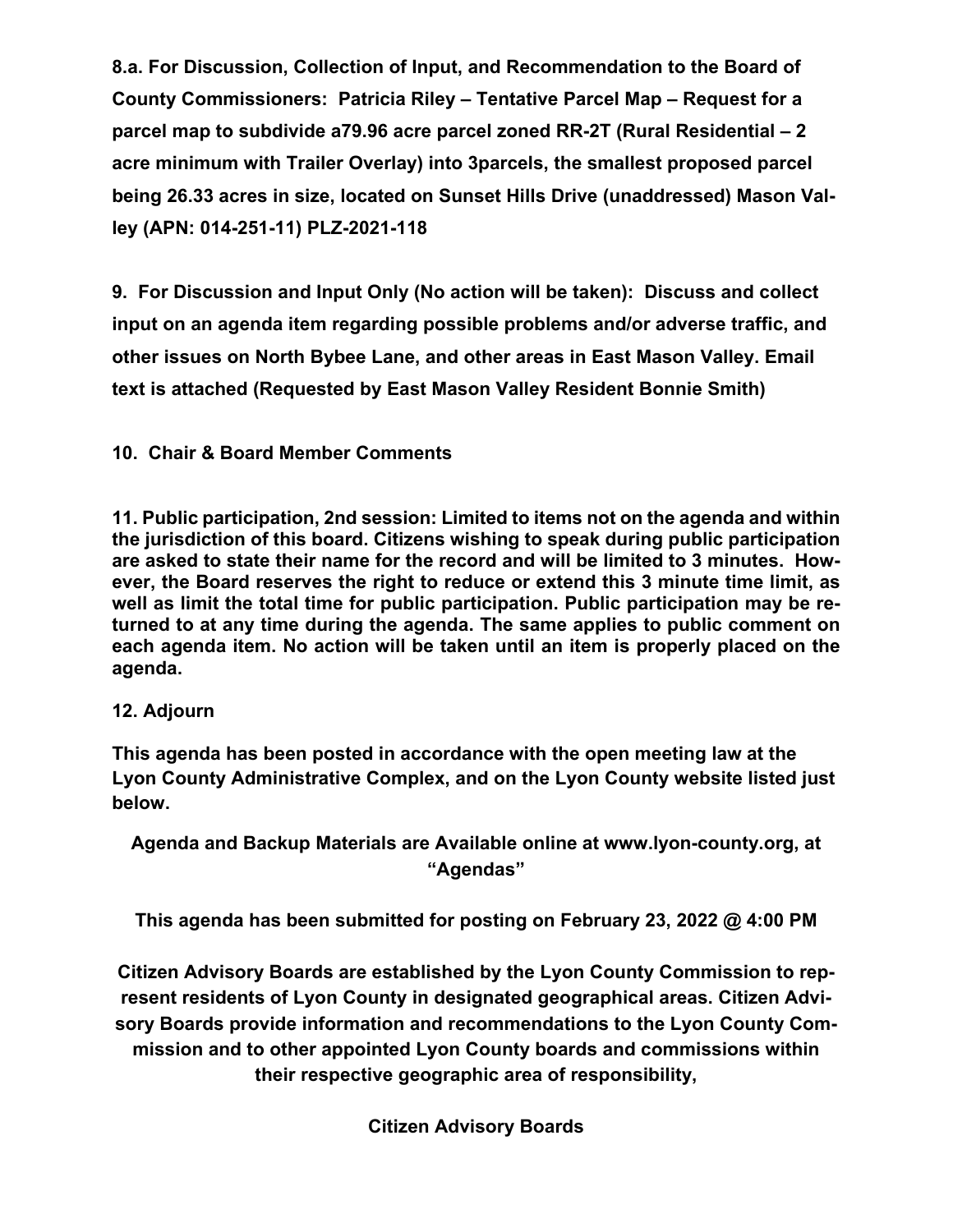**8.a. For Discussion, Collection of Input, and Recommendation to the Board of County Commissioners: Patricia Riley – Tentative Parcel Map – Request for a parcel map to subdivide a79.96 acre parcel zoned RR-2T (Rural Residential – 2 acre minimum with Trailer Overlay) into 3parcels, the smallest proposed parcel being 26.33 acres in size, located on Sunset Hills Drive (unaddressed) Mason Valley (APN: 014-251-11) PLZ-2021-118**

**9. For Discussion and Input Only (No action will be taken): Discuss and collect input on an agenda item regarding possible problems and/or adverse traffic, and other issues on North Bybee Lane, and other areas in East Mason Valley. Email text is attached (Requested by East Mason Valley Resident Bonnie Smith)**

**10. Chair & Board Member Comments**

**11. Public participation, 2nd session: Limited to items not on the agenda and within the jurisdiction of this board. Citizens wishing to speak during public participation are asked to state their name for the record and will be limited to 3 minutes. However, the Board reserves the right to reduce or extend this 3 minute time limit, as well as limit the total time for public participation. Public participation may be returned to at any time during the agenda. The same applies to public comment on each agenda item. No action will be taken until an item is properly placed on the agenda.**

**12. Adjourn**

**This agenda has been posted in accordance with the open meeting law at the Lyon County Administrative Complex, and on the Lyon County website listed just below.**

**Agenda and Backup Materials are Available online at www.lyon-county.org, at "Agendas"**

**This agenda has been submitted for posting on February 23, 2022 @ 4:00 PM**

**Citizen Advisory Boards are established by the Lyon County Commission to represent residents of Lyon County in designated geographical areas. Citizen Advisory Boards provide information and recommendations to the Lyon County Commission and to other appointed Lyon County boards and commissions within their respective geographic area of responsibility,**

**Citizen Advisory Boards**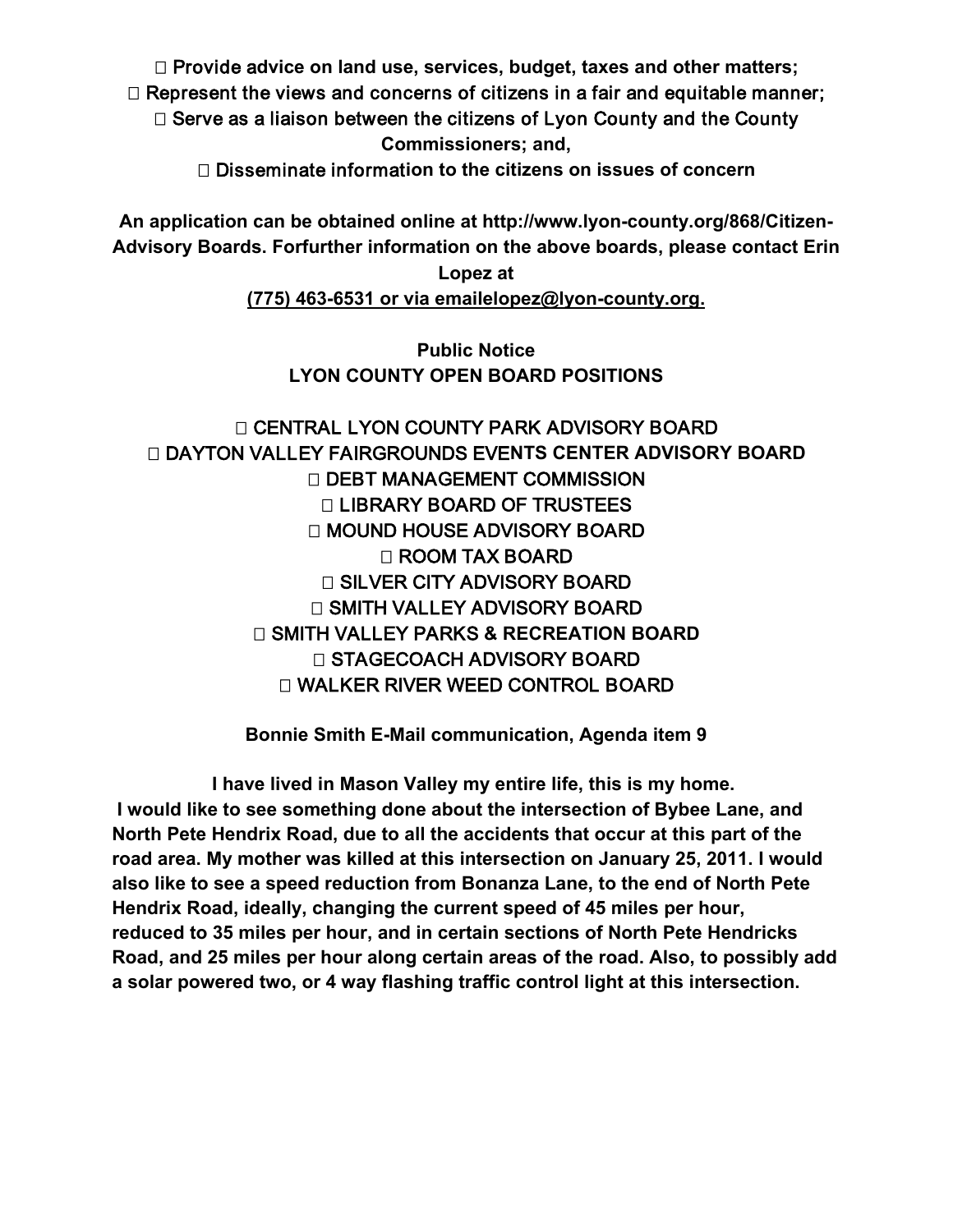-  Provide advice on land use, services, budget, taxes and other matters;
-  Represent the views and concerns of citizens in a fair and equitable manner;
-  Serve as a liaison between the citizens of Lyon County and the County Commissioners; and,
-  Disseminate information to the citizens on issues of concern

**An application can be obtained online at http://www.lyon-county.org/868/Citizen-Advisory Boards. Forfurther information on the above boards, please contact Erin Lopez at**
**(775) 463-6531 or via emailelopez@lyon-county.org.**

**Public Notice**
**LYON COUNTY OPEN BOARD POSITIONS**

-  CENTRAL LYON COUNTY PARK ADVISORY BOARD
-  DAYTON VALLEY FAIRGROUNDS EVENTS CENTER ADVISORY BOARD
-  DEBT MANAGEMENT COMMISSION
-  LIBRARY BOARD OF TRUSTEES
-  MOUND HOUSE ADVISORY BOARD
-  ROOM TAX BOARD
-  SILVER CITY ADVISORY BOARD
-  SMITH VALLEY ADVISORY BOARD
-  SMITH VALLEY PARKS & RECREATION BOARD
-  STAGECOACH ADVISORY BOARD
-  WALKER RIVER WEED CONTROL BOARD

**Bonnie Smith E-Mail communication, Agenda item 9**

**I have lived in Mason Valley my entire life, this is my home.**
**I would like to see something done about the intersection of Bybee Lane, and North Pete Hendrix Road, due to all the accidents that occur at this part of the road area. My mother was killed at this intersection on January 25, 2011. I would also like to see a speed reduction from Bonanza Lane, to the end of North Pete Hendrix Road, ideally, changing the current speed of 45 miles per hour, reduced to 35 miles per hour, and in certain sections of North Pete Hendricks Road, and 25 miles per hour along certain areas of the road. Also, to possibly add a solar powered two, or 4 way flashing traffic control light at this intersection.**